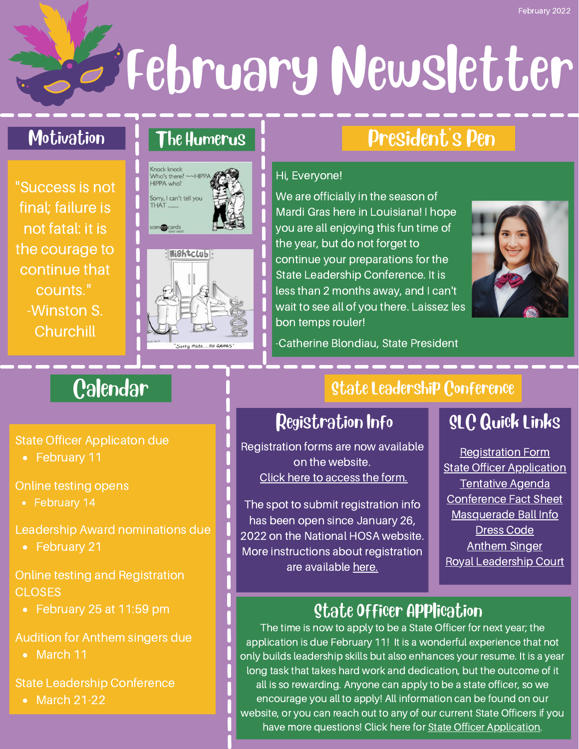February 2022

# February Newsletter

## Motivation

"Success is not final; failure is not fatal: it is the courage to continue that counts." -Winston S. Churchill

## The Humerus

Knock knock
Who's there? ~~HIPPA
HIPPA who!

Sorry, I can't tell you THAT .........

someecards

Nightclub

"Sorry mate....no Genes"

## President's Pen

Hi, Everyone!

We are officially in the season of Mardi Gras here in Louisiana! I hope you are all enjoying this fun time of the year, but do not forget to continue your preparations for the State Leadership Conference. It is less than 2 months away, and I can't wait to see all of you there. Laissez les bon temps rouler!

-Catherine Blondiau, State President

## Calendar

State Officer Applicaton due
- February 11

Online testing opens
- February 14

Leadership Award nominations due
- February 21

Online testing and Registration CLOSES
- February 25 at 11:59 pm

Audition for Anthem singers due
- March 11

State Leadership Conference
- March 21-22

## State Leadership Conference

### Registration Info

Registration forms are now available on the website.
Click here to access the form.

The spot to submit registration info has been open since January 26, 2022 on the National HOSA website. More instructions about registration are available here.

### SLC Quick Links

- Registration Form
- State Officer Application
- Tentative Agenda
- Conference Fact Sheet
- Masquerade Ball Info
- Dress Code
- Anthem Singer
- Royal Leadership Court

### State Officer Application

The time is now to apply to be a State Officer for next year; the application is due February 11! It is a wonderful experience that not only builds leadership skills but also enhances your resume. It is a year long task that takes hard work and dedication, but the outcome of it all is so rewarding. Anyone can apply to be a state officer, so we encourage you all to apply! All information can be found on our website, or you can reach out to any of our current State Officers if you have more questions! Click here for State Officer Application.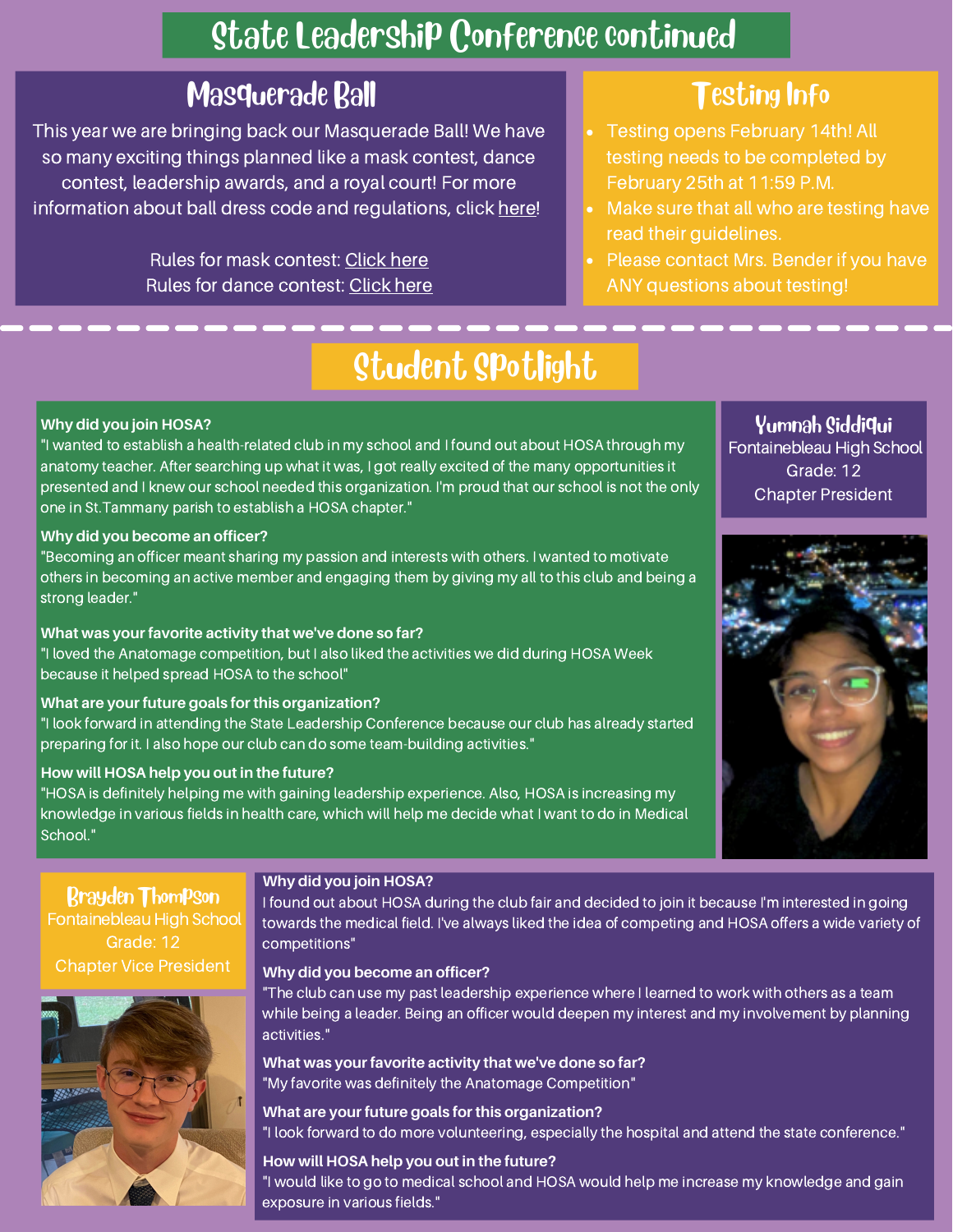# State Leadership Conference continued

## Masquerade Ball

This year we are bringing back our Masquerade Ball! We have so many exciting things planned like a mask contest, dance contest, leadership awards, and a royal court! For more information about ball dress code and regulations, click here!

Rules for mask contest: Click here
Rules for dance contest: Click here

## Testing Info

- Testing opens February 14th! All testing needs to be completed by February 25th at 11:59 P.M.
- Make sure that all who are testing have read their guidelines.
- Please contact Mrs. Bender if you have ANY questions about testing!

---

## Student Spotlight

### Yumnah Siddiqui

Fontainebleau High School
Grade: 12
Chapter President

**Why did you join HOSA?**
"I wanted to establish a health-related club in my school and I found out about HOSA through my anatomy teacher. After searching up what it was, I got really excited of the many opportunities it presented and I knew our school needed this organization. I'm proud that our school is not the only one in St.Tammany parish to establish a HOSA chapter."

**Why did you become an officer?**
"Becoming an officer meant sharing my passion and interests with others. I wanted to motivate others in becoming an active member and engaging them by giving my all to this club and being a strong leader."

**What was your favorite activity that we've done so far?**
"I loved the Anatomage competition, but I also liked the activities we did during HOSA Week because it helped spread HOSA to the school"

**What are your future goals for this organization?**
"I look forward in attending the State Leadership Conference because our club has already started preparing for it. I also hope our club can do some team-building activities."

**How will HOSA help you out in the future?**
"HOSA is definitely helping me with gaining leadership experience. Also, HOSA is increasing my knowledge in various fields in health care, which will help me decide what I want to do in Medical School."

### Brayden Thompson

Fontainebleau High School
Grade: 12
Chapter Vice President

**Why did you join HOSA?**
I found out about HOSA during the club fair and decided to join it because I'm interested in going towards the medical field. I've always liked the idea of competing and HOSA offers a wide variety of competitions"

**Why did you become an officer?**
"The club can use my past leadership experience where I learned to work with others as a team while being a leader. Being an officer would deepen my interest and my involvement by planning activities."

**What was your favorite activity that we've done so far?**
"My favorite was definitely the Anatomage Competition"

**What are your future goals for this organization?**
"I look forward to do more volunteering, especially the hospital and attend the state conference."

**How will HOSA help you out in the future?**
"I would like to go to medical school and HOSA would help me increase my knowledge and gain exposure in various fields."